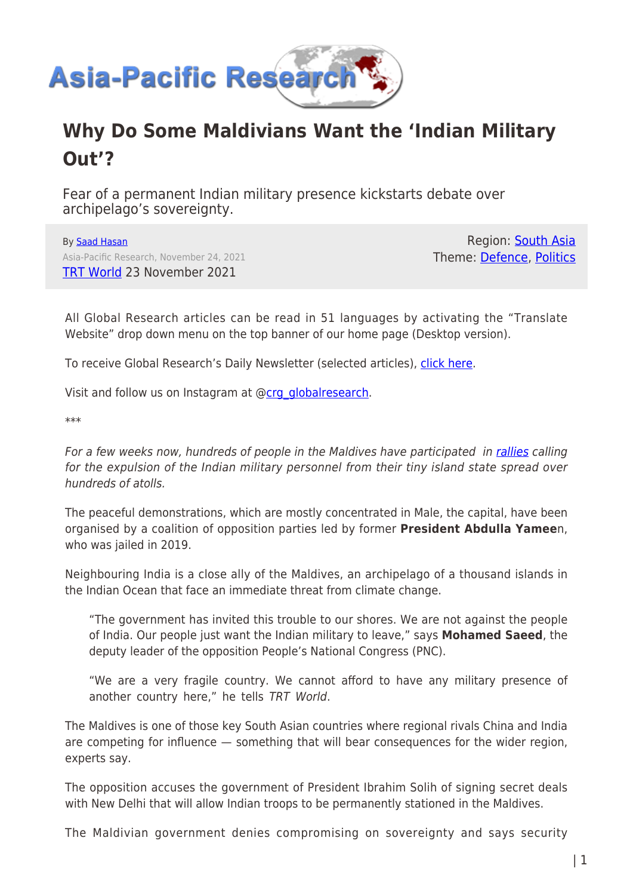# Why Do Some Maldivians Want the 'Indian Military Out'?

Fear of a permanent Indian military presence kickstarts debate over archipelago's sovereignty.

By Saad Hasan
Asia-Pacific Research, November 24, 2021
TRT World 23 November 2021

Region: South Asia
Theme: Defence, Politics

All Global Research articles can be read in 51 languages by activating the "Translate Website" drop down menu on the top banner of our home page (Desktop version).

To receive Global Research's Daily Newsletter (selected articles), click here.

Visit and follow us on Instagram at @crg_globalresearch.

***

*For a few weeks now, hundreds of people in the Maldives have participated in rallies calling for the expulsion of the Indian military personnel from their tiny island state spread over hundreds of atolls.*

The peaceful demonstrations, which are mostly concentrated in Male, the capital, have been organised by a coalition of opposition parties led by former **President Abdulla Yameen**, who was jailed in 2019.

Neighbouring India is a close ally of the Maldives, an archipelago of a thousand islands in the Indian Ocean that face an immediate threat from climate change.

> "The government has invited this trouble to our shores. We are not against the people of India. Our people just want the Indian military to leave," says **Mohamed Saeed**, the deputy leader of the opposition People's National Congress (PNC).
>
> "We are a very fragile country. We cannot afford to have any military presence of another country here," he tells *TRT World*.

The Maldives is one of those key South Asian countries where regional rivals China and India are competing for influence — something that will bear consequences for the wider region, experts say.

The opposition accuses the government of President Ibrahim Solih of signing secret deals with New Delhi that will allow Indian troops to be permanently stationed in the Maldives.

The Maldivian government denies compromising on sovereignty and says security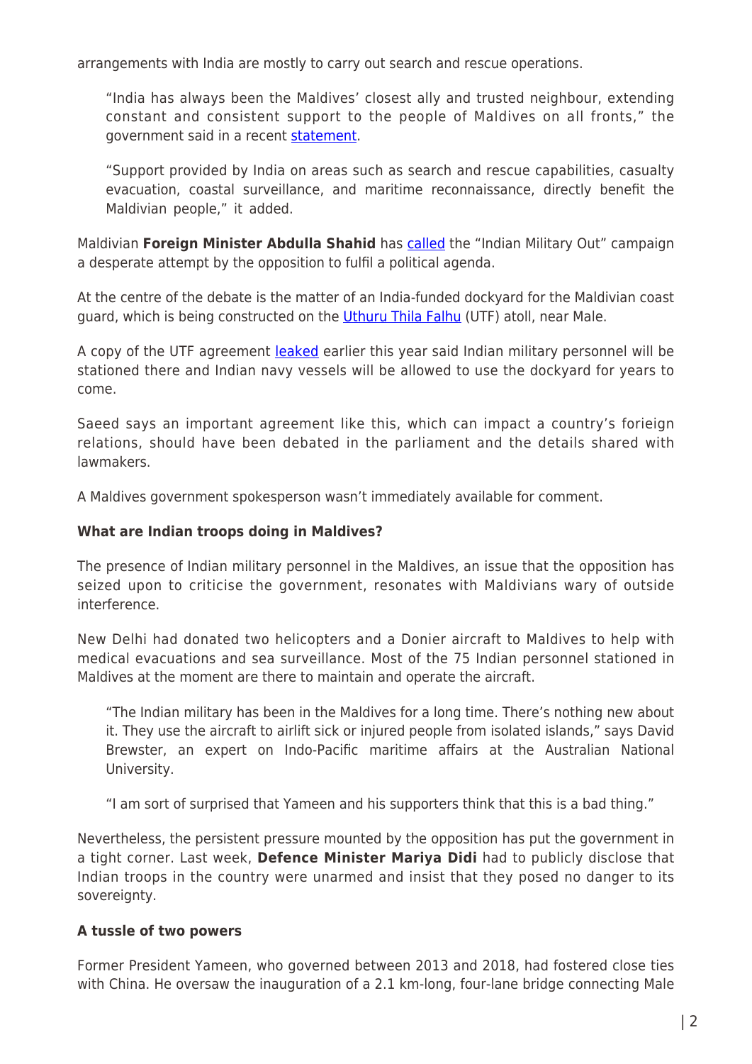arrangements with India are mostly to carry out search and rescue operations.

> "India has always been the Maldives' closest ally and trusted neighbour, extending constant and consistent support to the people of Maldives on all fronts," the government said in a recent statement.
>
> "Support provided by India on areas such as search and rescue capabilities, casualty evacuation, coastal surveillance, and maritime reconnaissance, directly benefit the Maldivian people," it added.

Maldivian **Foreign Minister Abdulla Shahid** has called the "Indian Military Out" campaign a desperate attempt by the opposition to fulfil a political agenda.

At the centre of the debate is the matter of an India-funded dockyard for the Maldivian coast guard, which is being constructed on the Uthuru Thila Falhu (UTF) atoll, near Male.

A copy of the UTF agreement leaked earlier this year said Indian military personnel will be stationed there and Indian navy vessels will be allowed to use the dockyard for years to come.

Saeed says an important agreement like this, which can impact a country's forieign relations, should have been debated in the parliament and the details shared with lawmakers.

A Maldives government spokesperson wasn't immediately available for comment.

**What are Indian troops doing in Maldives?**

The presence of Indian military personnel in the Maldives, an issue that the opposition has seized upon to criticise the government, resonates with Maldivians wary of outside interference.

New Delhi had donated two helicopters and a Donier aircraft to Maldives to help with medical evacuations and sea surveillance. Most of the 75 Indian personnel stationed in Maldives at the moment are there to maintain and operate the aircraft.

> "The Indian military has been in the Maldives for a long time. There's nothing new about it. They use the aircraft to airlift sick or injured people from isolated islands," says David Brewster, an expert on Indo-Pacific maritime affairs at the Australian National University.
>
> "I am sort of surprised that Yameen and his supporters think that this is a bad thing."

Nevertheless, the persistent pressure mounted by the opposition has put the government in a tight corner. Last week, **Defence Minister Mariya Didi** had to publicly disclose that Indian troops in the country were unarmed and insist that they posed no danger to its sovereignty.

**A tussle of two powers**

Former President Yameen, who governed between 2013 and 2018, had fostered close ties with China. He oversaw the inauguration of a 2.1 km-long, four-lane bridge connecting Male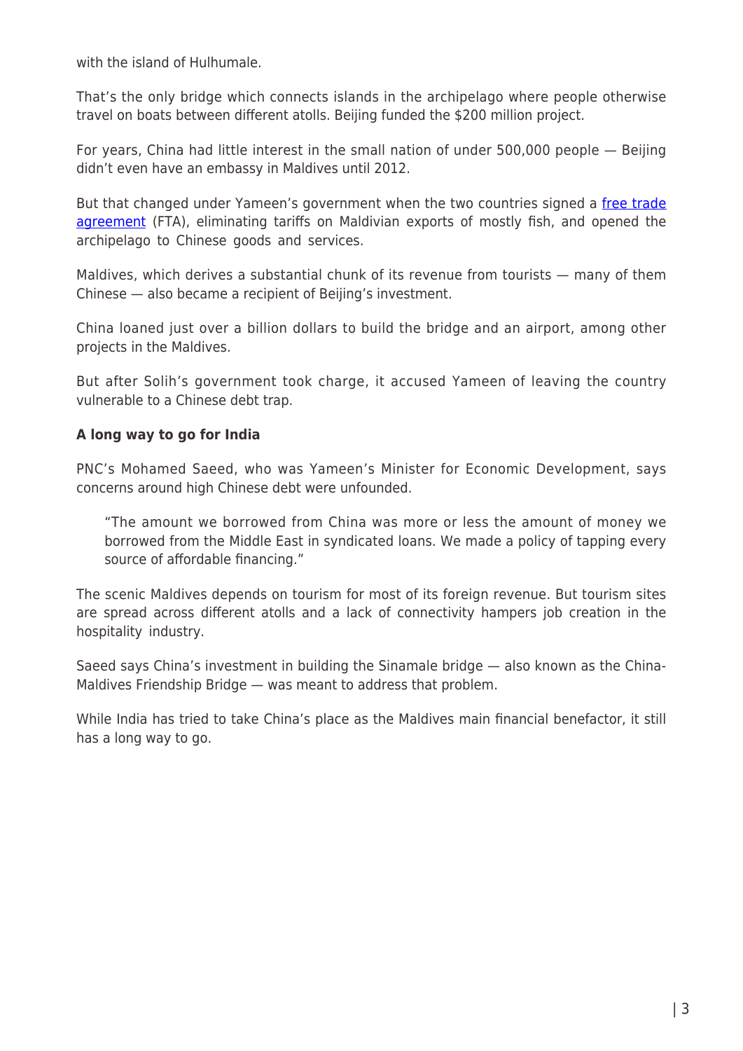with the island of Hulhumale.

That's the only bridge which connects islands in the archipelago where people otherwise travel on boats between different atolls. Beijing funded the $200 million project.

For years, China had little interest in the small nation of under 500,000 people — Beijing didn't even have an embassy in Maldives until 2012.

But that changed under Yameen's government when the two countries signed a free trade agreement (FTA), eliminating tariffs on Maldivian exports of mostly fish, and opened the archipelago to Chinese goods and services.

Maldives, which derives a substantial chunk of its revenue from tourists — many of them Chinese — also became a recipient of Beijing's investment.

China loaned just over a billion dollars to build the bridge and an airport, among other projects in the Maldives.

But after Solih's government took charge, it accused Yameen of leaving the country vulnerable to a Chinese debt trap.

**A long way to go for India**

PNC's Mohamed Saeed, who was Yameen's Minister for Economic Development, says concerns around high Chinese debt were unfounded.

> "The amount we borrowed from China was more or less the amount of money we borrowed from the Middle East in syndicated loans. We made a policy of tapping every source of affordable financing."

The scenic Maldives depends on tourism for most of its foreign revenue. But tourism sites are spread across different atolls and a lack of connectivity hampers job creation in the hospitality industry.

Saeed says China's investment in building the Sinamale bridge — also known as the China-Maldives Friendship Bridge — was meant to address that problem.

While India has tried to take China's place as the Maldives main financial benefactor, it still has a long way to go.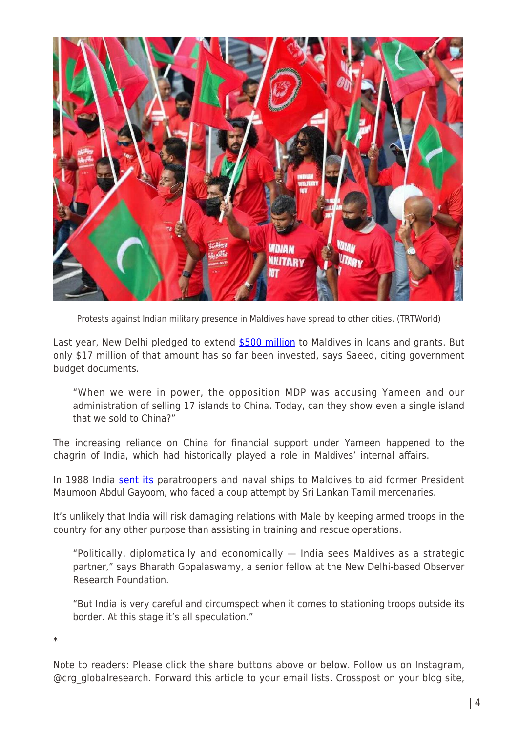Protests against Indian military presence in Maldives have spread to other cities. (TRTWorld)

Last year, New Delhi pledged to extend [$500 million](#) to Maldives in loans and grants. But only $17 million of that amount has so far been invested, says Saeed, citing government budget documents.

> "When we were in power, the opposition MDP was accusing Yameen and our administration of selling 17 islands to China. Today, can they show even a single island that we sold to China?"

The increasing reliance on China for financial support under Yameen happened to the chagrin of India, which had historically played a role in Maldives' internal affairs.

In 1988 India [sent its](#) paratroopers and naval ships to Maldives to aid former President Maumoon Abdul Gayoom, who faced a coup attempt by Sri Lankan Tamil mercenaries.

It's unlikely that India will risk damaging relations with Male by keeping armed troops in the country for any other purpose than assisting in training and rescue operations.

> "Politically, diplomatically and economically — India sees Maldives as a strategic partner," says Bharath Gopalaswamy, a senior fellow at the New Delhi-based Observer Research Foundation.
>
> "But India is very careful and circumspect when it comes to stationing troops outside its border. At this stage it's all speculation."

*

Note to readers: Please click the share buttons above or below. Follow us on Instagram, @crg_globalresearch. Forward this article to your email lists. Crosspost on your blog site,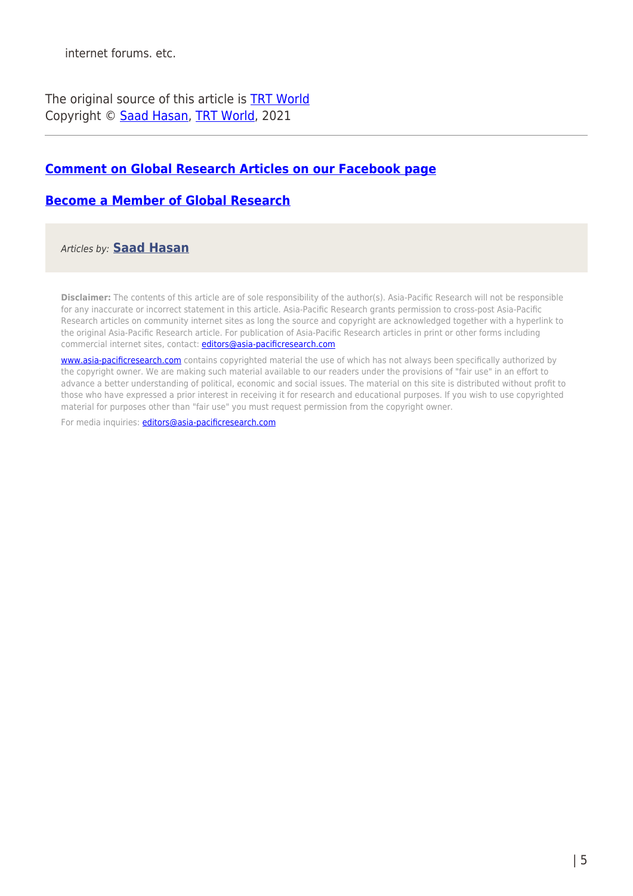internet forums. etc.

The original source of this article is TRT World
Copyright © Saad Hasan, TRT World, 2021

---

**Comment on Global Research Articles on our Facebook page**

**Become a Member of Global Research**

*Articles by:* **Saad Hasan**

**Disclaimer:** The contents of this article are of sole responsibility of the author(s). Asia-Pacific Research will not be responsible for any inaccurate or incorrect statement in this article. Asia-Pacific Research grants permission to cross-post Asia-Pacific Research articles on community internet sites as long the source and copyright are acknowledged together with a hyperlink to the original Asia-Pacific Research article. For publication of Asia-Pacific Research articles in print or other forms including commercial internet sites, contact: editors@asia-pacificresearch.com

www.asia-pacificresearch.com contains copyrighted material the use of which has not always been specifically authorized by the copyright owner. We are making such material available to our readers under the provisions of "fair use" in an effort to advance a better understanding of political, economic and social issues. The material on this site is distributed without profit to those who have expressed a prior interest in receiving it for research and educational purposes. If you wish to use copyrighted material for purposes other than "fair use" you must request permission from the copyright owner.

For media inquiries: editors@asia-pacificresearch.com